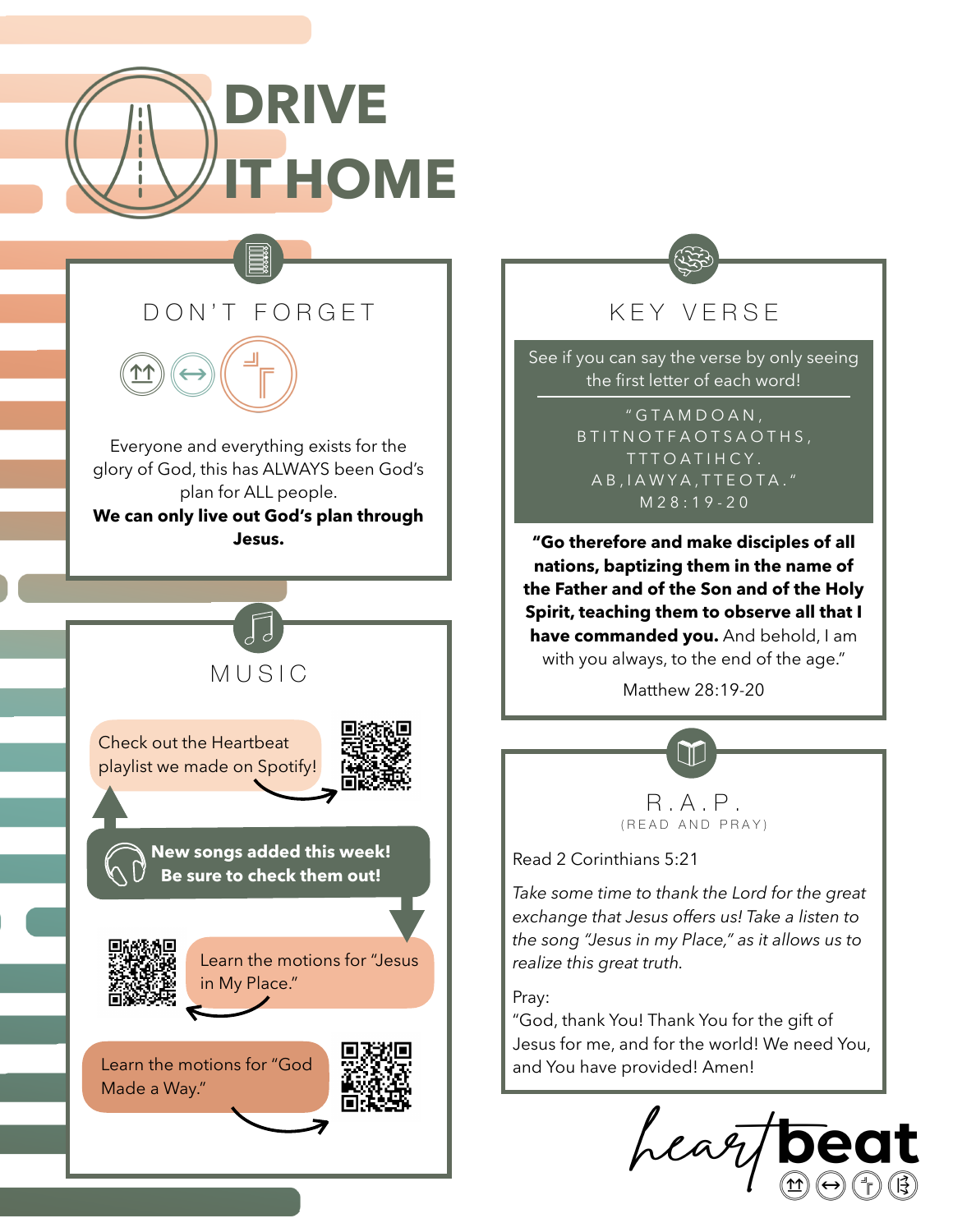# DRIVE IT HOME

## DON'T FORGET

Everyone and everything exists for the glory of God, this has ALWAYS been God's plan for ALL people.

**We can only live out God's plan through Jesus.**

## MUSIC

Check out the Heartbeat playlist we made on Spotify!

**New songs added this week! Be sure to check them out!**

Learn the motions for "Jesus in My Place."

Learn the motions for "God Made a Way."

## KEY VERSE

See if you can say the verse by only seeing the first letter of each word!

"GTAMDOAN, BTITNOTFAOTSAOTHS, TTTOATIHCY. AB,IAWYA,TTEOTA."
M28:19-20

**"Go therefore and make disciples of all nations, baptizing them in the name of the Father and of the Son and of the Holy Spirit, teaching them to observe all that I have commanded you.** And behold, I am with you always, to the end of the age."

Matthew 28:19-20

## R.A.P.

(READ AND PRAY)

Read 2 Corinthians 5:21

*Take some time to thank the Lord for the great exchange that Jesus offers us! Take a listen to the song "Jesus in my Place," as it allows us to realize this great truth.*

Pray:
"God, thank You! Thank You for the gift of Jesus for me, and for the world! We need You, and You have provided! Amen!

heartbeat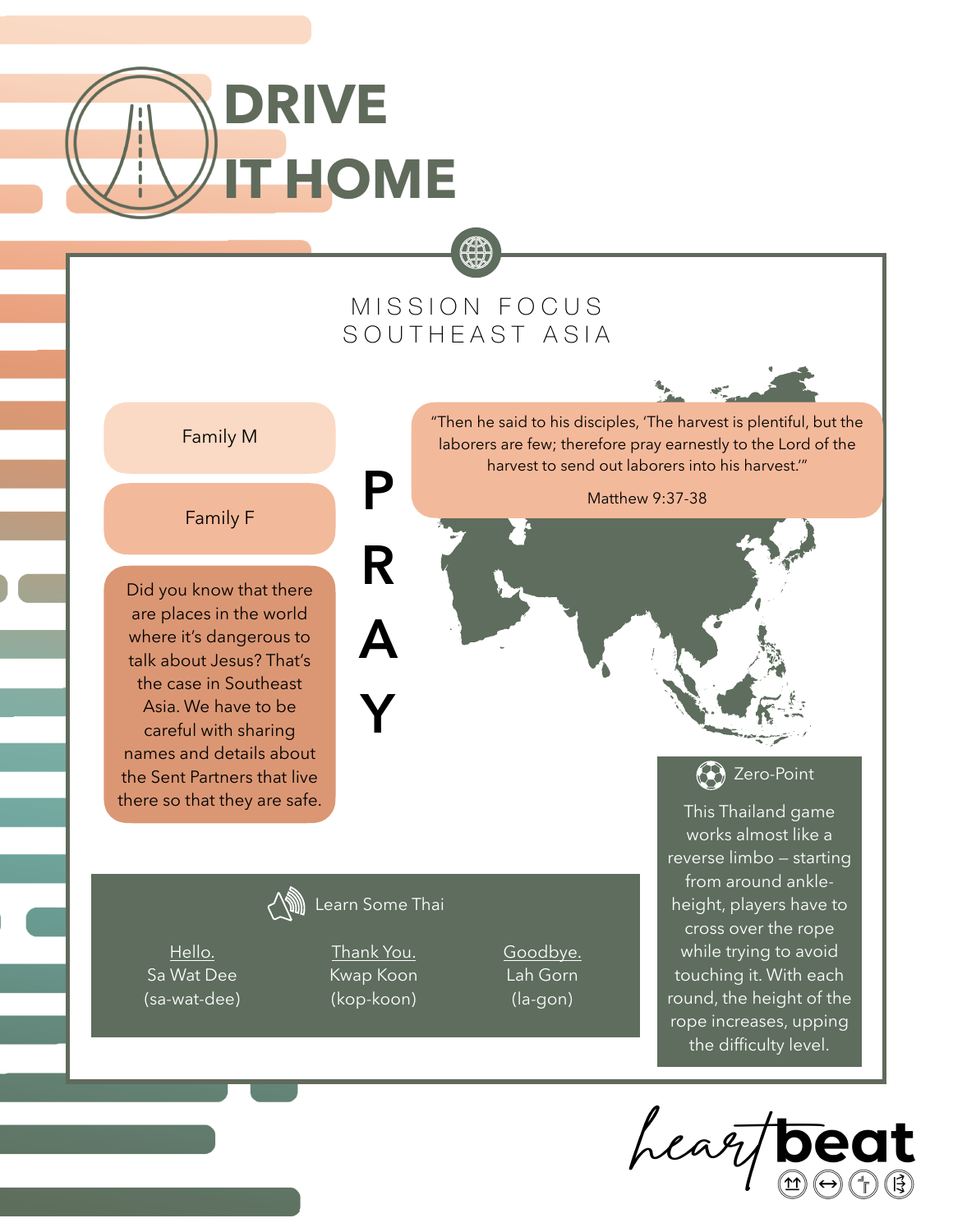# DRIVE IT HOME

## MISSION FOCUS
## SOUTHEAST ASIA

**PRAY**

Family M

Family F

Did you know that there are places in the world where it's dangerous to talk about Jesus? That's the case in Southeast Asia. We have to be careful with sharing names and details about the Sent Partners that live there so that they are safe.

"Then he said to his disciples, 'The harvest is plentiful, but the laborers are few; therefore pray earnestly to the Lord of the harvest to send out laborers into his harvest.'"

Matthew 9:37-38

### Zero-Point

This Thailand game works almost like a reverse limbo – starting from around ankle-height, players have to cross over the rope while trying to avoid touching it. With each round, the height of the rope increases, upping the difficulty level.

### Learn Some Thai

| Hello. | Thank You. | Goodbye. |
| --- | --- | --- |
| Sa Wat Dee | Kwap Koon | Lah Gorn |
| (sa-wat-dee) | (kop-koon) | (la-gon) |

heartbeat